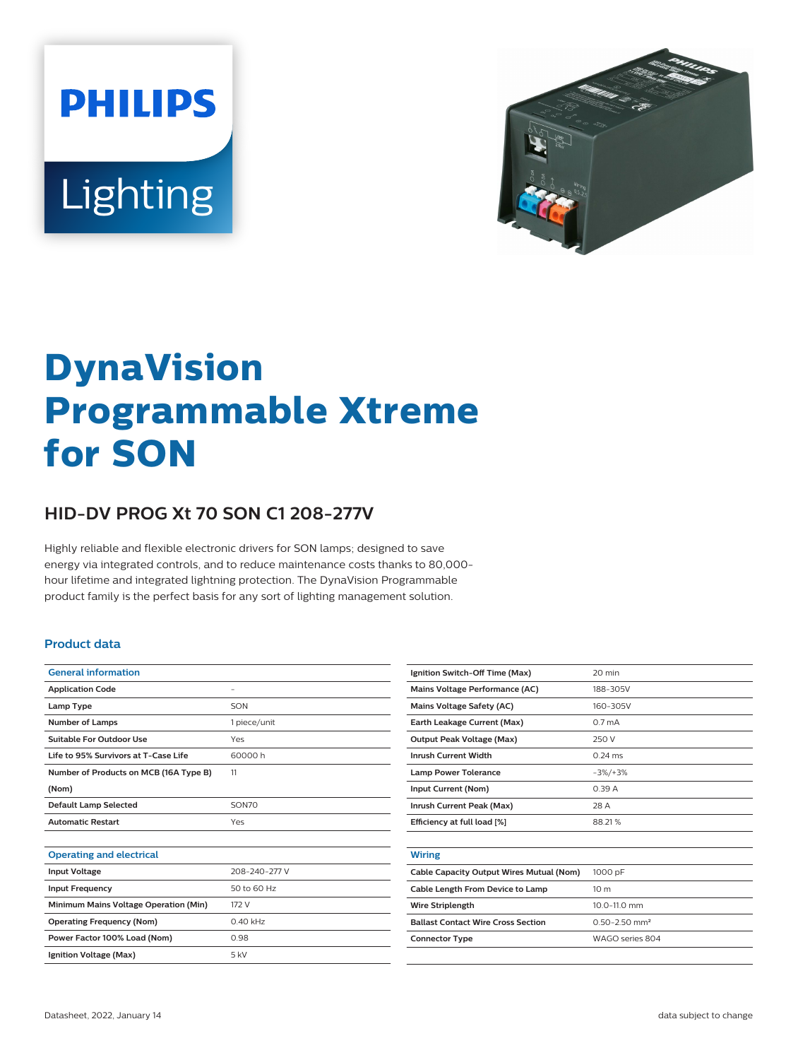# DynaVision Programmable Xtreme for SON

## HID-DV PROG Xt 70 SON C1 208-277V

Highly reliable and flexible electronic drivers for SON lamps; designed to save energy via integrated controls, and to reduce maintenance costs thanks to 80,000-hour lifetime and integrated lightning protection. The DynaVision Programmable product family is the perfect basis for any sort of lighting management solution.

### Product data

| General information | |
|---|---|
| Application Code | - |
| Lamp Type | SON |
| Number of Lamps | 1 piece/unit |
| Suitable For Outdoor Use | Yes |
| Life to 95% Survivors at T-Case Life | 60000 h |
| Number of Products on MCB (16A Type B) (Nom) | 11 |
| Default Lamp Selected | SON70 |
| Automatic Restart | Yes |

| Operating and electrical | |
|---|---|
| Input Voltage | 208-240-277 V |
| Input Frequency | 50 to 60 Hz |
| Minimum Mains Voltage Operation (Min) | 172 V |
| Operating Frequency (Nom) | 0.40 kHz |
| Power Factor 100% Load (Nom) | 0.98 |
| Ignition Voltage (Max) | 5 kV |
| Ignition Switch-Off Time (Max) | 20 min |
| Mains Voltage Performance (AC) | 188-305V |
| Mains Voltage Safety (AC) | 160-305V |
| Earth Leakage Current (Max) | 0.7 mA |
| Output Peak Voltage (Max) | 250 V |
| Inrush Current Width | 0.24 ms |
| Lamp Power Tolerance | -3%/+3% |
| Input Current (Nom) | 0.39 A |
| Inrush Current Peak (Max) | 28 A |
| Efficiency at full load [%] | 88.21 % |

| Wiring | |
|---|---|
| Cable Capacity Output Wires Mutual (Nom) | 1000 pF |
| Cable Length From Device to Lamp | 10 m |
| Wire Striplength | 10.0-11.0 mm |
| Ballast Contact Wire Cross Section | 0.50-2.50 mm² |
| Connector Type | WAGO series 804 |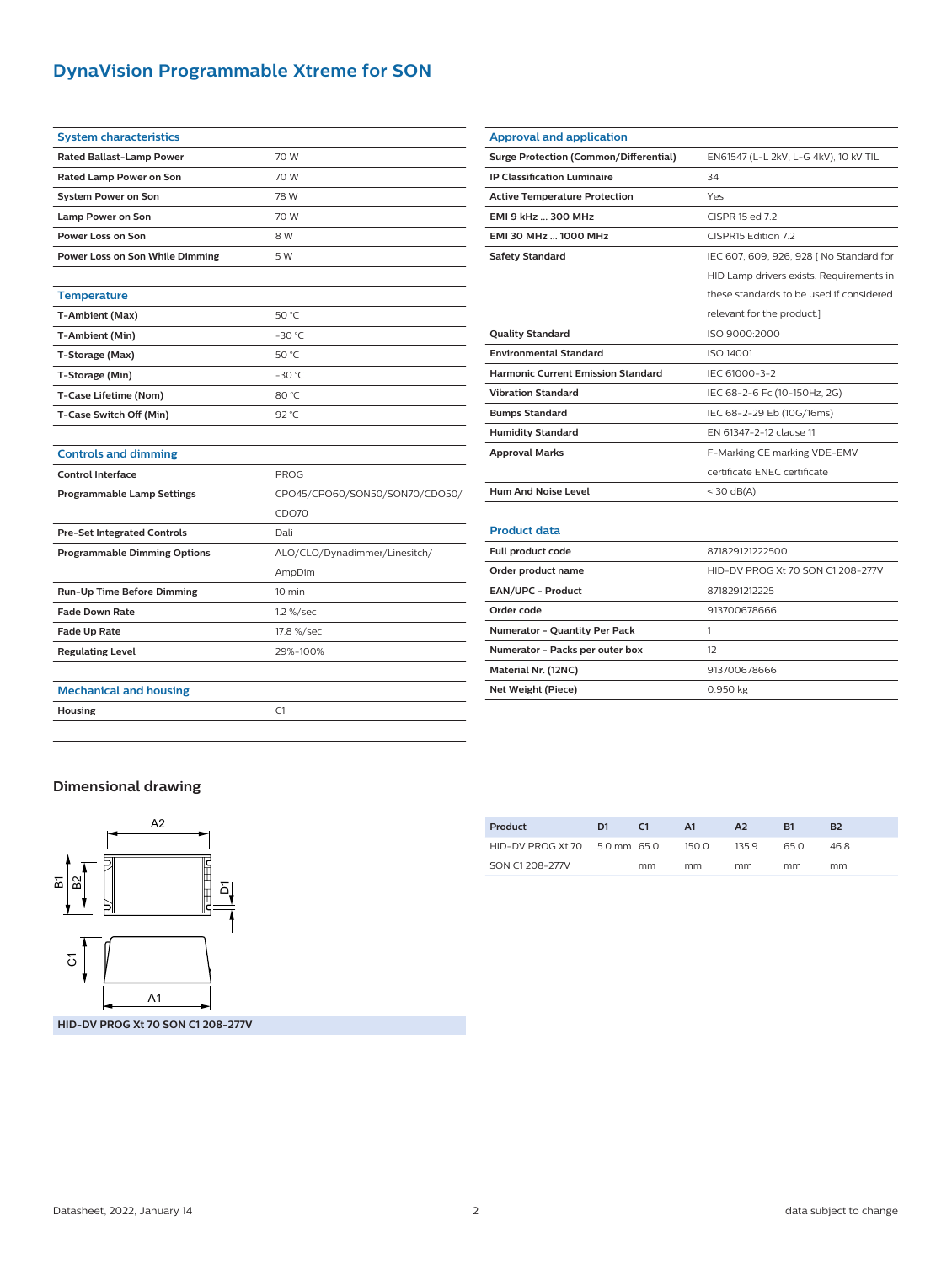# DynaVision Programmable Xtreme for SON

| System characteristics | |
|---|---|
| Rated Ballast-Lamp Power | 70 W |
| Rated Lamp Power on Son | 70 W |
| System Power on Son | 78 W |
| Lamp Power on Son | 70 W |
| Power Loss on Son | 8 W |
| Power Loss on Son While Dimming | 5 W |

| Temperature | |
|---|---|
| T-Ambient (Max) | 50 °C |
| T-Ambient (Min) | -30 °C |
| T-Storage (Max) | 50 °C |
| T-Storage (Min) | -30 °C |
| T-Case Lifetime (Nom) | 80 °C |
| T-Case Switch Off (Min) | 92 °C |

| Controls and dimming | |
|---|---|
| Control Interface | PROG |
| Programmable Lamp Settings | CPO45/CPO60/SON50/SON70/CDO50/CDO70 |
| Pre-Set Integrated Controls | Dali |
| Programmable Dimming Options | ALO/CLO/Dynadimmer/Linesitch/AmpDim |
| Run-Up Time Before Dimming | 10 min |
| Fade Down Rate | 1.2 %/sec |
| Fade Up Rate | 17.8 %/sec |
| Regulating Level | 29%-100% |

| Mechanical and housing | |
|---|---|
| Housing | C1 |

| Approval and application | |
|---|---|
| Surge Protection (Common/Differential) | EN61547 (L-L 2kV, L-G 4kV), 10 kV TIL |
| IP Classification Luminaire | 34 |
| Active Temperature Protection | Yes |
| EMI 9 kHz ... 300 MHz | CISPR 15 ed 7.2 |
| EMI 30 MHz ... 1000 MHz | CISPR15 Edition 7.2 |
| Safety Standard | IEC 607, 609, 926, 928 [ No Standard for HID Lamp drivers exists. Requirements in these standards to be used if considered relevant for the product.] |
| Quality Standard | ISO 9000:2000 |
| Environmental Standard | ISO 14001 |
| Harmonic Current Emission Standard | IEC 61000-3-2 |
| Vibration Standard | IEC 68-2-6 Fc (10-150Hz, 2G) |
| Bumps Standard | IEC 68-2-29 Eb (10G/16ms) |
| Humidity Standard | EN 61347-2-12 clause 11 |
| Approval Marks | F-Marking CE marking VDE-EMV certificate ENEC certificate |
| Hum And Noise Level | < 30 dB(A) |

| Product data | |
|---|---|
| Full product code | 871829121222500 |
| Order product name | HID-DV PROG Xt 70 SON C1 208-277V |
| EAN/UPC - Product | 8718291212225 |
| Order code | 913700678666 |
| Numerator - Quantity Per Pack | 1 |
| Numerator - Packs per outer box | 12 |
| Material Nr. (12NC) | 913700678666 |
| Net Weight (Piece) | 0.950 kg |

## Dimensional drawing

HID-DV PROG Xt 70 SON C1 208-277V

| Product | D1 | C1 | A1 | A2 | B1 | B2 |
|---|---|---|---|---|---|---|
| HID-DV PROG Xt 70 SON C1 208-277V | 5.0 mm | 65.0 mm | 150.0 mm | 135.9 mm | 65.0 mm | 46.8 mm |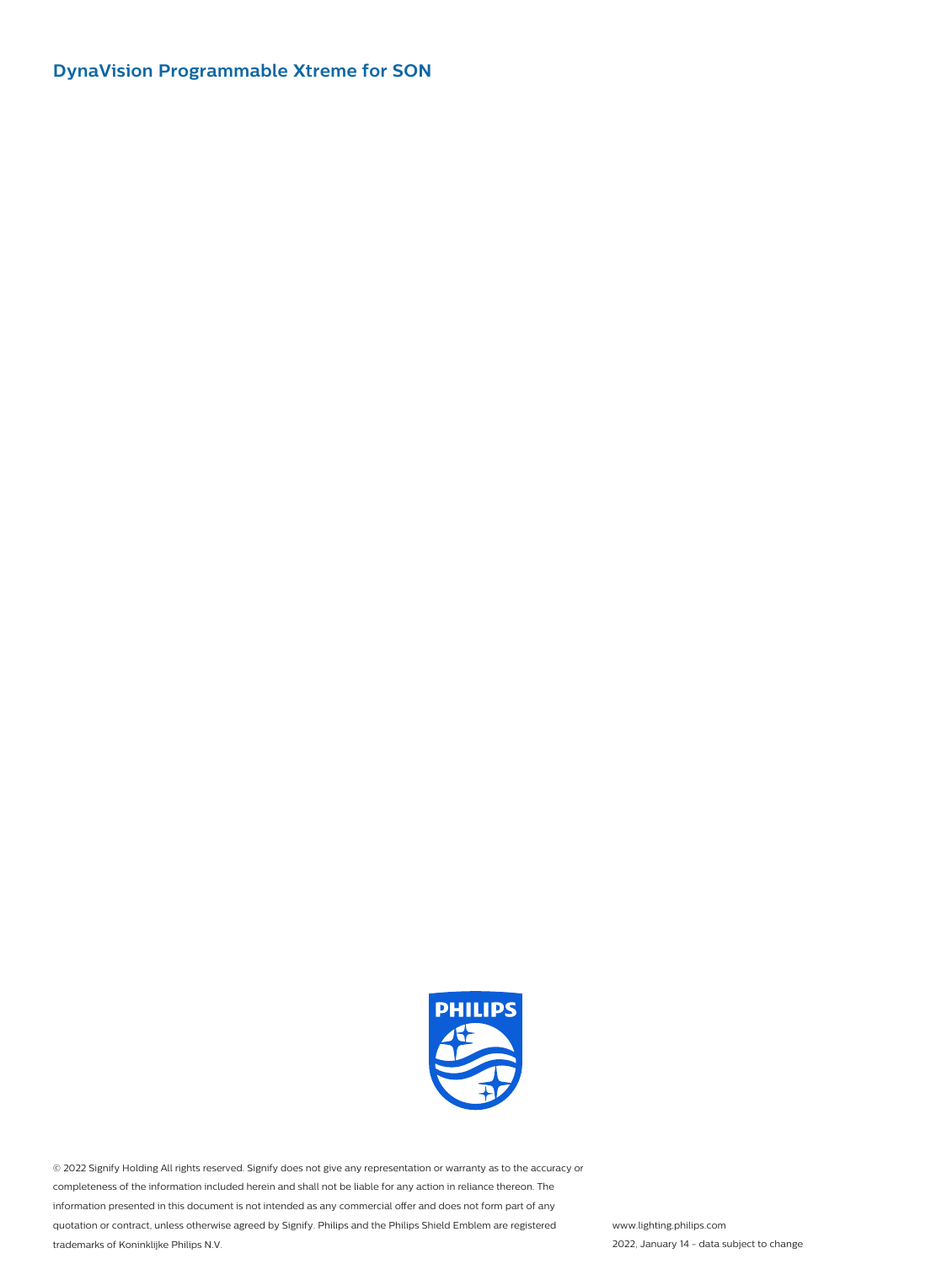© 2022 Signify Holding All rights reserved. Signify does not give any representation or warranty as to the accuracy or completeness of the information included herein and shall not be liable for any action in reliance thereon. The information presented in this document is not intended as any commercial offer and does not form part of any quotation or contract, unless otherwise agreed by Signify. Philips and the Philips Shield Emblem are registered trademarks of Koninklijke Philips N.V.

www.lighting.philips.com

2022, January 14 - data subject to change